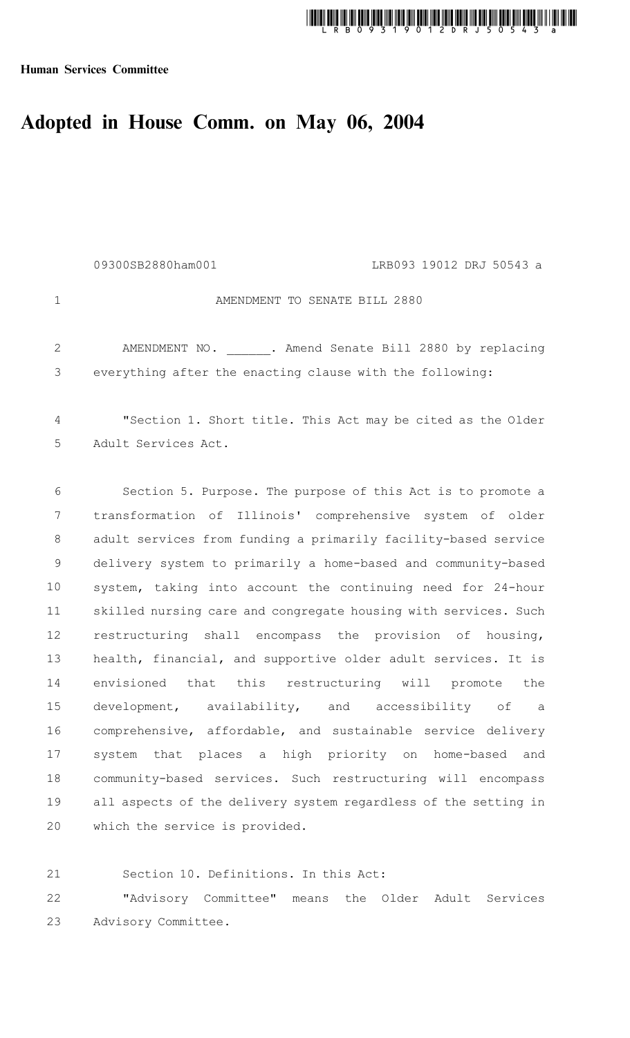**Human Services Committee**

# Adopted in House Comm. on May 06, 2004

09300SB2880ham001 LRB093 19012 DRJ 50543 a

AMENDMENT TO SENATE BILL 2880

AMENDMENT NO. ______. Amend Senate Bill 2880 by replacing everything after the enacting clause with the following:

"Section 1. Short title. This Act may be cited as the Older Adult Services Act.

Section 5. Purpose. The purpose of this Act is to promote a transformation of Illinois' comprehensive system of older adult services from funding a primarily facility-based service delivery system to primarily a home-based and community-based system, taking into account the continuing need for 24-hour skilled nursing care and congregate housing with services. Such restructuring shall encompass the provision of housing, health, financial, and supportive older adult services. It is envisioned that this restructuring will promote the development, availability, and accessibility of a comprehensive, affordable, and sustainable service delivery system that places a high priority on home-based and community-based services. Such restructuring will encompass all aspects of the delivery system regardless of the setting in which the service is provided.

Section 10. Definitions. In this Act:

"Advisory Committee" means the Older Adult Services Advisory Committee.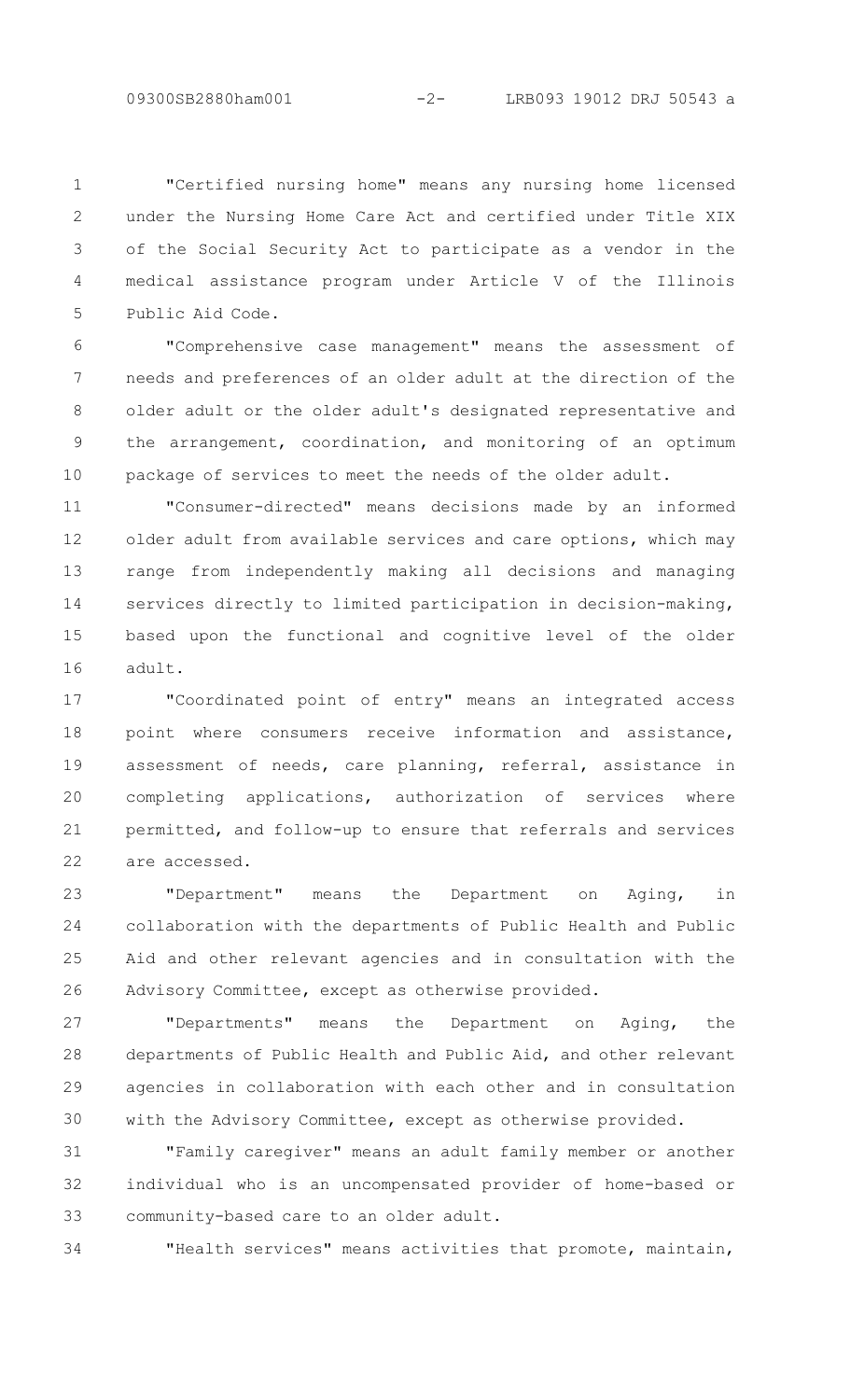"Certified nursing home" means any nursing home licensed under the Nursing Home Care Act and certified under Title XIX of the Social Security Act to participate as a vendor in the medical assistance program under Article V of the Illinois Public Aid Code.

"Comprehensive case management" means the assessment of needs and preferences of an older adult at the direction of the older adult or the older adult's designated representative and the arrangement, coordination, and monitoring of an optimum package of services to meet the needs of the older adult.

"Consumer-directed" means decisions made by an informed older adult from available services and care options, which may range from independently making all decisions and managing services directly to limited participation in decision-making, based upon the functional and cognitive level of the older adult.

"Coordinated point of entry" means an integrated access point where consumers receive information and assistance, assessment of needs, care planning, referral, assistance in completing applications, authorization of services where permitted, and follow-up to ensure that referrals and services are accessed.

"Department" means the Department on Aging, in collaboration with the departments of Public Health and Public Aid and other relevant agencies and in consultation with the Advisory Committee, except as otherwise provided.

"Departments" means the Department on Aging, the departments of Public Health and Public Aid, and other relevant agencies in collaboration with each other and in consultation with the Advisory Committee, except as otherwise provided.

"Family caregiver" means an adult family member or another individual who is an uncompensated provider of home-based or community-based care to an older adult.

"Health services" means activities that promote, maintain,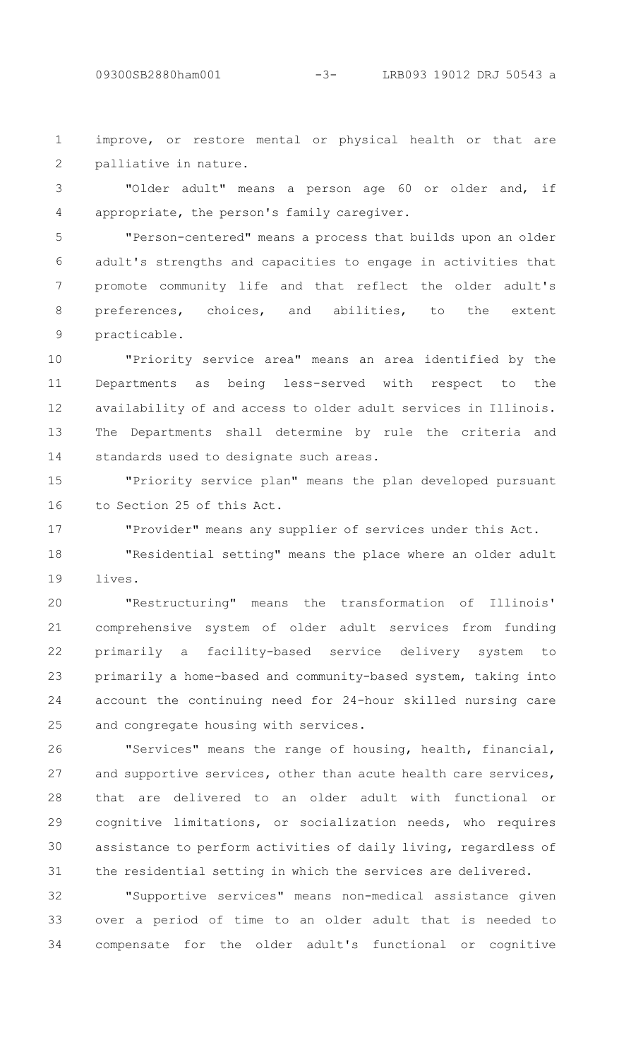improve, or restore mental or physical health or that are palliative in nature.

"Older adult" means a person age 60 or older and, if appropriate, the person's family caregiver.

"Person-centered" means a process that builds upon an older adult's strengths and capacities to engage in activities that promote community life and that reflect the older adult's preferences, choices, and abilities, to the extent practicable.

"Priority service area" means an area identified by the Departments as being less-served with respect to the availability of and access to older adult services in Illinois. The Departments shall determine by rule the criteria and standards used to designate such areas.

"Priority service plan" means the plan developed pursuant to Section 25 of this Act.

"Provider" means any supplier of services under this Act.

"Residential setting" means the place where an older adult lives.

"Restructuring" means the transformation of Illinois' comprehensive system of older adult services from funding primarily a facility-based service delivery system to primarily a home-based and community-based system, taking into account the continuing need for 24-hour skilled nursing care and congregate housing with services.

"Services" means the range of housing, health, financial, and supportive services, other than acute health care services, that are delivered to an older adult with functional or cognitive limitations, or socialization needs, who requires assistance to perform activities of daily living, regardless of the residential setting in which the services are delivered.

"Supportive services" means non-medical assistance given over a period of time to an older adult that is needed to compensate for the older adult's functional or cognitive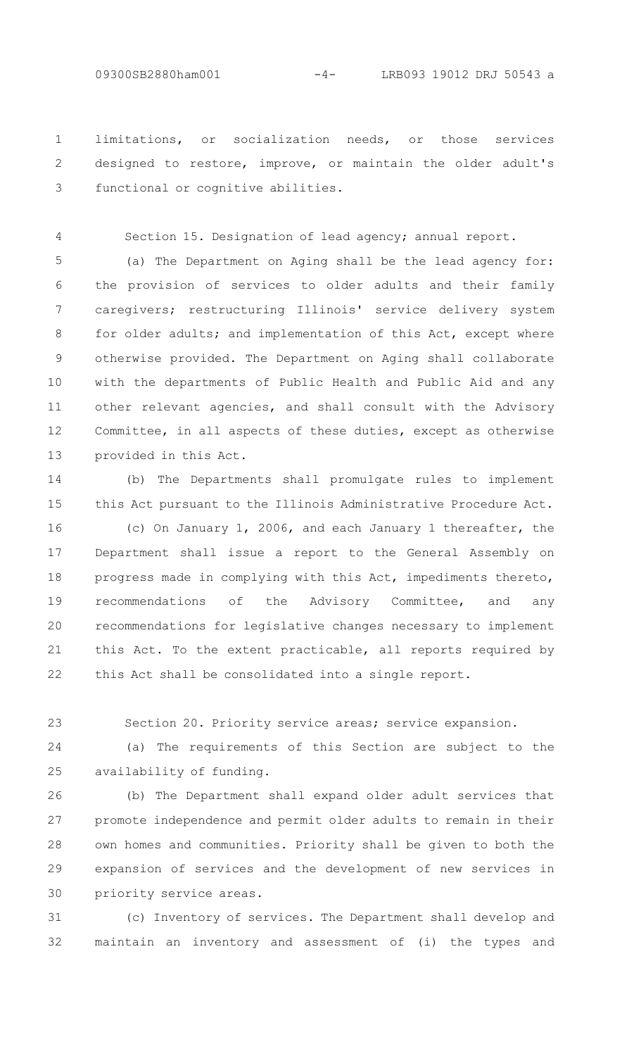limitations, or socialization needs, or those services designed to restore, improve, or maintain the older adult's functional or cognitive abilities.

Section 15. Designation of lead agency; annual report.

(a) The Department on Aging shall be the lead agency for: the provision of services to older adults and their family caregivers; restructuring Illinois' service delivery system for older adults; and implementation of this Act, except where otherwise provided. The Department on Aging shall collaborate with the departments of Public Health and Public Aid and any other relevant agencies, and shall consult with the Advisory Committee, in all aspects of these duties, except as otherwise provided in this Act.

(b) The Departments shall promulgate rules to implement this Act pursuant to the Illinois Administrative Procedure Act.

(c) On January 1, 2006, and each January 1 thereafter, the Department shall issue a report to the General Assembly on progress made in complying with this Act, impediments thereto, recommendations of the Advisory Committee, and any recommendations for legislative changes necessary to implement this Act. To the extent practicable, all reports required by this Act shall be consolidated into a single report.

Section 20. Priority service areas; service expansion.

(a) The requirements of this Section are subject to the availability of funding.

(b) The Department shall expand older adult services that promote independence and permit older adults to remain in their own homes and communities. Priority shall be given to both the expansion of services and the development of new services in priority service areas.

(c) Inventory of services. The Department shall develop and maintain an inventory and assessment of (i) the types and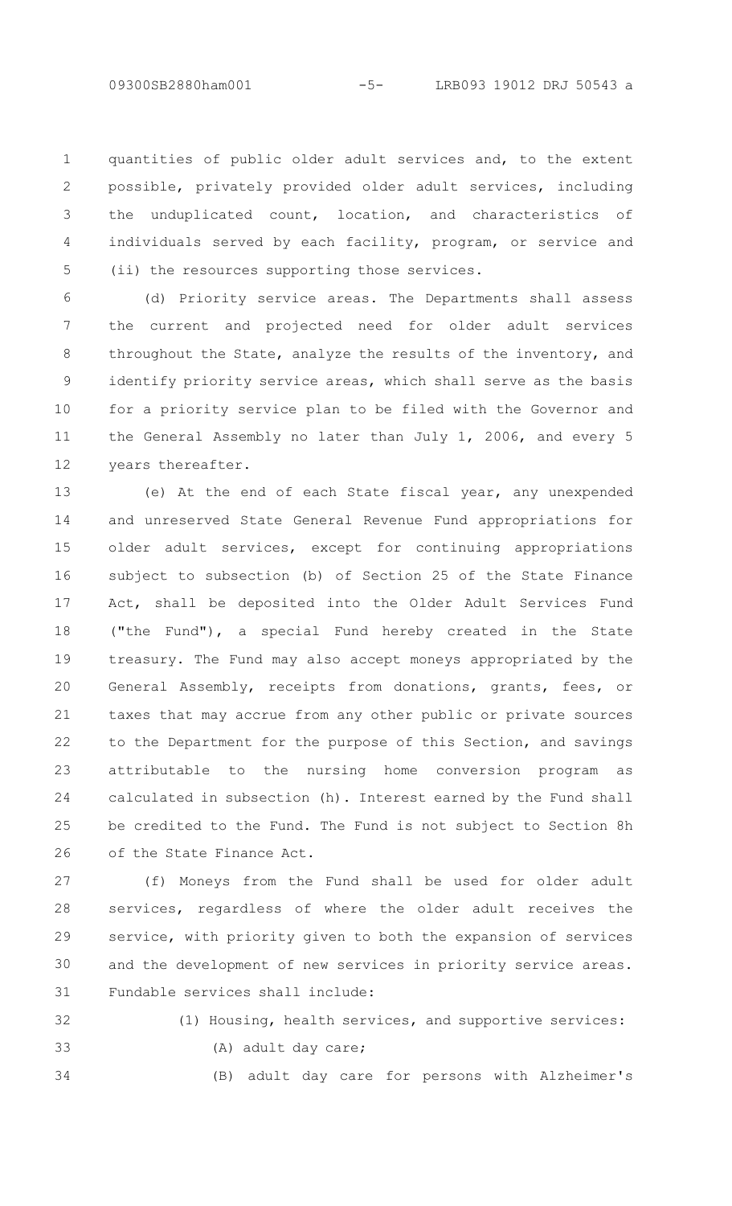quantities of public older adult services and, to the extent possible, privately provided older adult services, including the unduplicated count, location, and characteristics of individuals served by each facility, program, or service and (ii) the resources supporting those services.

(d) Priority service areas. The Departments shall assess the current and projected need for older adult services throughout the State, analyze the results of the inventory, and identify priority service areas, which shall serve as the basis for a priority service plan to be filed with the Governor and the General Assembly no later than July 1, 2006, and every 5 years thereafter.

(e) At the end of each State fiscal year, any unexpended and unreserved State General Revenue Fund appropriations for older adult services, except for continuing appropriations subject to subsection (b) of Section 25 of the State Finance Act, shall be deposited into the Older Adult Services Fund ("the Fund"), a special Fund hereby created in the State treasury. The Fund may also accept moneys appropriated by the General Assembly, receipts from donations, grants, fees, or taxes that may accrue from any other public or private sources to the Department for the purpose of this Section, and savings attributable to the nursing home conversion program as calculated in subsection (h). Interest earned by the Fund shall be credited to the Fund. The Fund is not subject to Section 8h of the State Finance Act.

(f) Moneys from the Fund shall be used for older adult services, regardless of where the older adult receives the service, with priority given to both the expansion of services and the development of new services in priority service areas. Fundable services shall include:

(1) Housing, health services, and supportive services:

(A) adult day care;

(B) adult day care for persons with Alzheimer's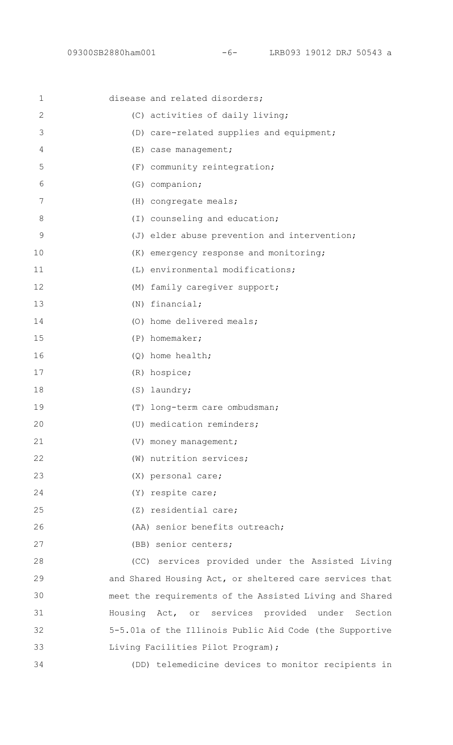disease and related disorders;

(C) activities of daily living;

(D) care-related supplies and equipment;

(E) case management;

(F) community reintegration;

(G) companion;

(H) congregate meals;

(I) counseling and education;

(J) elder abuse prevention and intervention;

(K) emergency response and monitoring;

(L) environmental modifications;

(M) family caregiver support;

(N) financial;

(O) home delivered meals;

(P) homemaker;

(Q) home health;

(R) hospice;

(S) laundry;

(T) long-term care ombudsman;

(U) medication reminders;

(V) money management;

(W) nutrition services;

(X) personal care;

(Y) respite care;

(Z) residential care;

(AA) senior benefits outreach;

(BB) senior centers;

(CC) services provided under the Assisted Living and Shared Housing Act, or sheltered care services that meet the requirements of the Assisted Living and Shared Housing Act, or services provided under Section 5-5.01a of the Illinois Public Aid Code (the Supportive Living Facilities Pilot Program);

(DD) telemedicine devices to monitor recipients in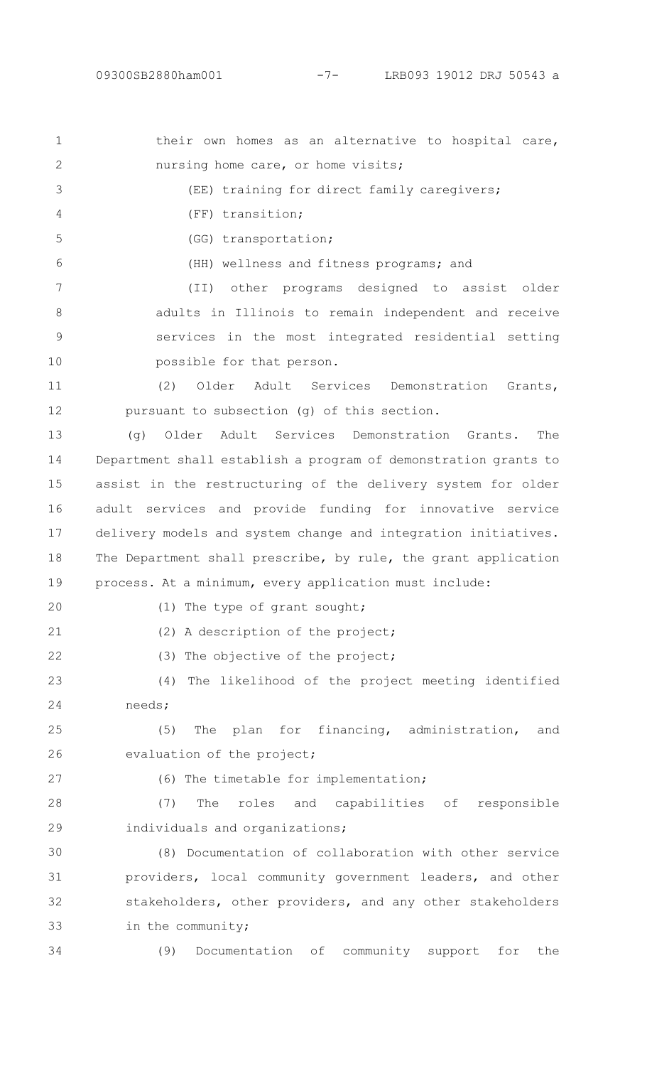their own homes as an alternative to hospital care, nursing home care, or home visits;

(EE) training for direct family caregivers;

(FF) transition;

(GG) transportation;

(HH) wellness and fitness programs; and

(II) other programs designed to assist older adults in Illinois to remain independent and receive services in the most integrated residential setting possible for that person.

(2) Older Adult Services Demonstration Grants, pursuant to subsection (g) of this section.

(g) Older Adult Services Demonstration Grants. The Department shall establish a program of demonstration grants to assist in the restructuring of the delivery system for older adult services and provide funding for innovative service delivery models and system change and integration initiatives. The Department shall prescribe, by rule, the grant application process. At a minimum, every application must include:

(1) The type of grant sought;

(2) A description of the project;

(3) The objective of the project;

(4) The likelihood of the project meeting identified needs;

(5) The plan for financing, administration, and evaluation of the project;

(6) The timetable for implementation;

(7) The roles and capabilities of responsible individuals and organizations;

(8) Documentation of collaboration with other service providers, local community government leaders, and other stakeholders, other providers, and any other stakeholders in the community;

(9) Documentation of community support for the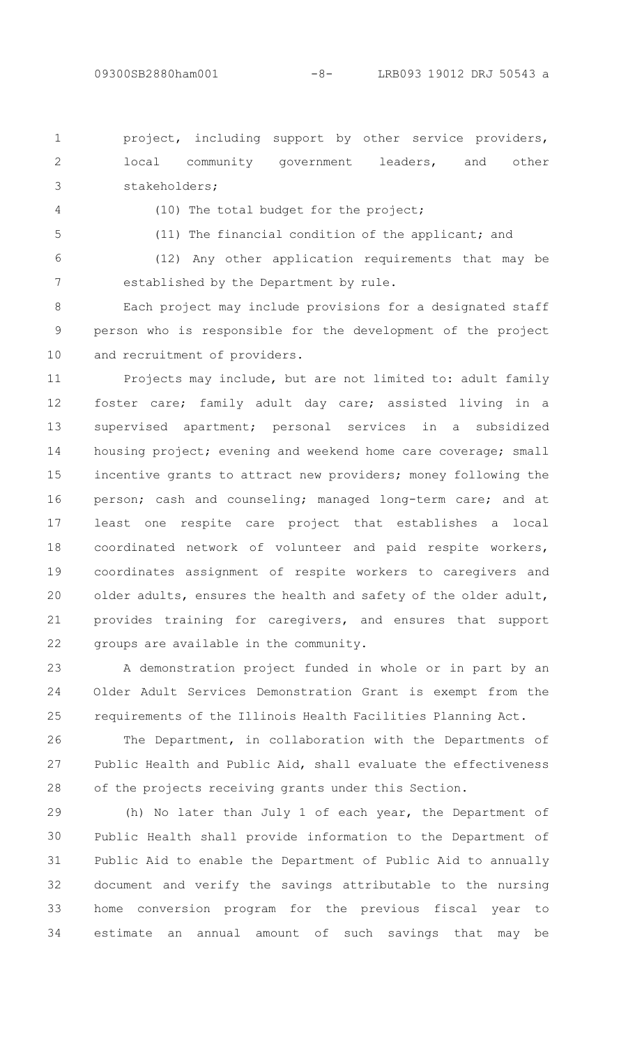project, including support by other service providers, local community government leaders, and other stakeholders;

(10) The total budget for the project;

(11) The financial condition of the applicant; and

(12) Any other application requirements that may be established by the Department by rule.

Each project may include provisions for a designated staff person who is responsible for the development of the project and recruitment of providers.

Projects may include, but are not limited to: adult family foster care; family adult day care; assisted living in a supervised apartment; personal services in a subsidized housing project; evening and weekend home care coverage; small incentive grants to attract new providers; money following the person; cash and counseling; managed long-term care; and at least one respite care project that establishes a local coordinated network of volunteer and paid respite workers, coordinates assignment of respite workers to caregivers and older adults, ensures the health and safety of the older adult, provides training for caregivers, and ensures that support groups are available in the community.

A demonstration project funded in whole or in part by an Older Adult Services Demonstration Grant is exempt from the requirements of the Illinois Health Facilities Planning Act.

The Department, in collaboration with the Departments of Public Health and Public Aid, shall evaluate the effectiveness of the projects receiving grants under this Section.

(h) No later than July 1 of each year, the Department of Public Health shall provide information to the Department of Public Aid to enable the Department of Public Aid to annually document and verify the savings attributable to the nursing home conversion program for the previous fiscal year to estimate an annual amount of such savings that may be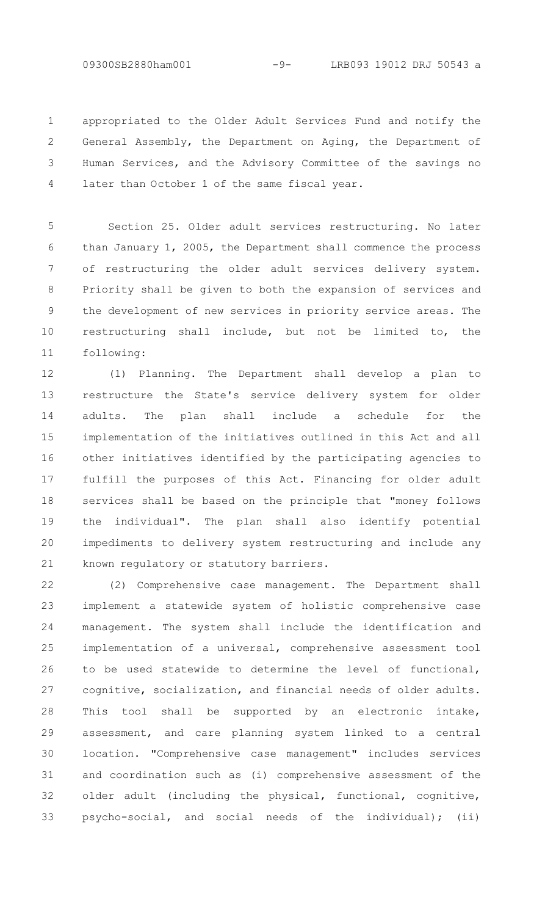appropriated to the Older Adult Services Fund and notify the General Assembly, the Department on Aging, the Department of Human Services, and the Advisory Committee of the savings no later than October 1 of the same fiscal year.

Section 25. Older adult services restructuring. No later than January 1, 2005, the Department shall commence the process of restructuring the older adult services delivery system. Priority shall be given to both the expansion of services and the development of new services in priority service areas. The restructuring shall include, but not be limited to, the following:

(1) Planning. The Department shall develop a plan to restructure the State's service delivery system for older adults. The plan shall include a schedule for the implementation of the initiatives outlined in this Act and all other initiatives identified by the participating agencies to fulfill the purposes of this Act. Financing for older adult services shall be based on the principle that "money follows the individual". The plan shall also identify potential impediments to delivery system restructuring and include any known regulatory or statutory barriers.

(2) Comprehensive case management. The Department shall implement a statewide system of holistic comprehensive case management. The system shall include the identification and implementation of a universal, comprehensive assessment tool to be used statewide to determine the level of functional, cognitive, socialization, and financial needs of older adults. This tool shall be supported by an electronic intake, assessment, and care planning system linked to a central location. "Comprehensive case management" includes services and coordination such as (i) comprehensive assessment of the older adult (including the physical, functional, cognitive, psycho-social, and social needs of the individual); (ii)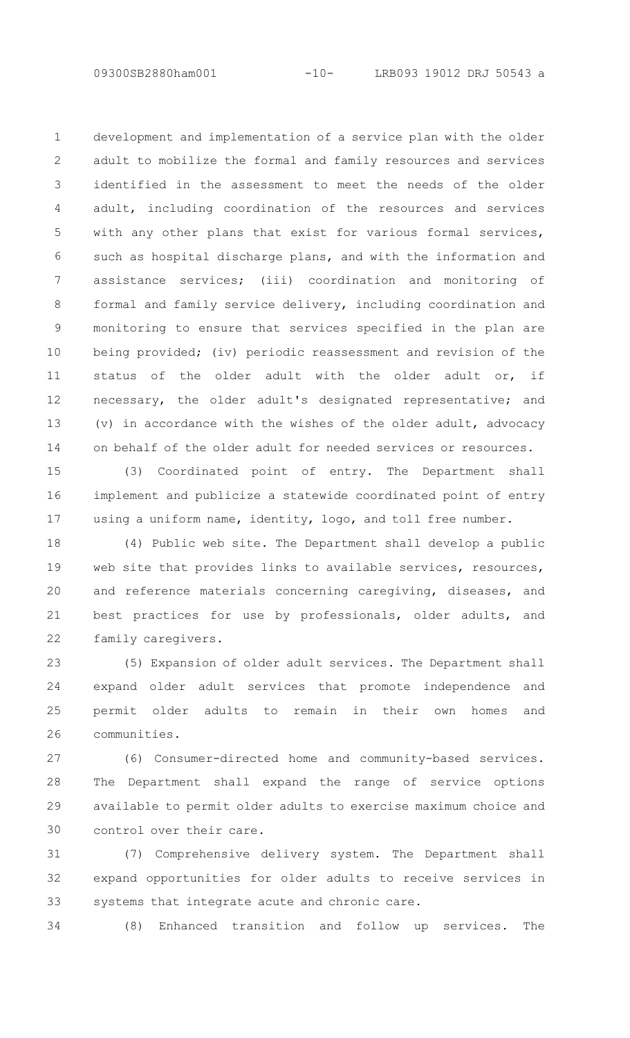development and implementation of a service plan with the older adult to mobilize the formal and family resources and services identified in the assessment to meet the needs of the older adult, including coordination of the resources and services with any other plans that exist for various formal services, such as hospital discharge plans, and with the information and assistance services; (iii) coordination and monitoring of formal and family service delivery, including coordination and monitoring to ensure that services specified in the plan are being provided; (iv) periodic reassessment and revision of the status of the older adult with the older adult or, if necessary, the older adult's designated representative; and (v) in accordance with the wishes of the older adult, advocacy on behalf of the older adult for needed services or resources.

(3) Coordinated point of entry. The Department shall implement and publicize a statewide coordinated point of entry using a uniform name, identity, logo, and toll free number.

(4) Public web site. The Department shall develop a public web site that provides links to available services, resources, and reference materials concerning caregiving, diseases, and best practices for use by professionals, older adults, and family caregivers.

(5) Expansion of older adult services. The Department shall expand older adult services that promote independence and permit older adults to remain in their own homes and communities.

(6) Consumer-directed home and community-based services. The Department shall expand the range of service options available to permit older adults to exercise maximum choice and control over their care.

(7) Comprehensive delivery system. The Department shall expand opportunities for older adults to receive services in systems that integrate acute and chronic care.

(8) Enhanced transition and follow up services. The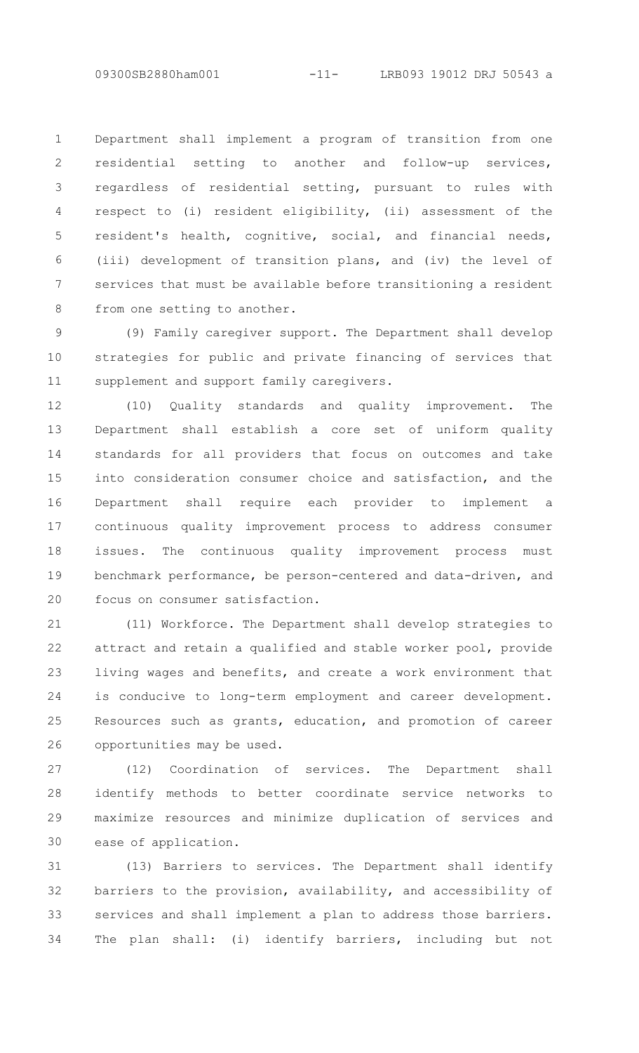Department shall implement a program of transition from one residential setting to another and follow-up services, regardless of residential setting, pursuant to rules with respect to (i) resident eligibility, (ii) assessment of the resident's health, cognitive, social, and financial needs, (iii) development of transition plans, and (iv) the level of services that must be available before transitioning a resident from one setting to another.

(9) Family caregiver support. The Department shall develop strategies for public and private financing of services that supplement and support family caregivers.

(10) Quality standards and quality improvement. The Department shall establish a core set of uniform quality standards for all providers that focus on outcomes and take into consideration consumer choice and satisfaction, and the Department shall require each provider to implement a continuous quality improvement process to address consumer issues. The continuous quality improvement process must benchmark performance, be person-centered and data-driven, and focus on consumer satisfaction.

(11) Workforce. The Department shall develop strategies to attract and retain a qualified and stable worker pool, provide living wages and benefits, and create a work environment that is conducive to long-term employment and career development. Resources such as grants, education, and promotion of career opportunities may be used.

(12) Coordination of services. The Department shall identify methods to better coordinate service networks to maximize resources and minimize duplication of services and ease of application.

(13) Barriers to services. The Department shall identify barriers to the provision, availability, and accessibility of services and shall implement a plan to address those barriers. The plan shall: (i) identify barriers, including but not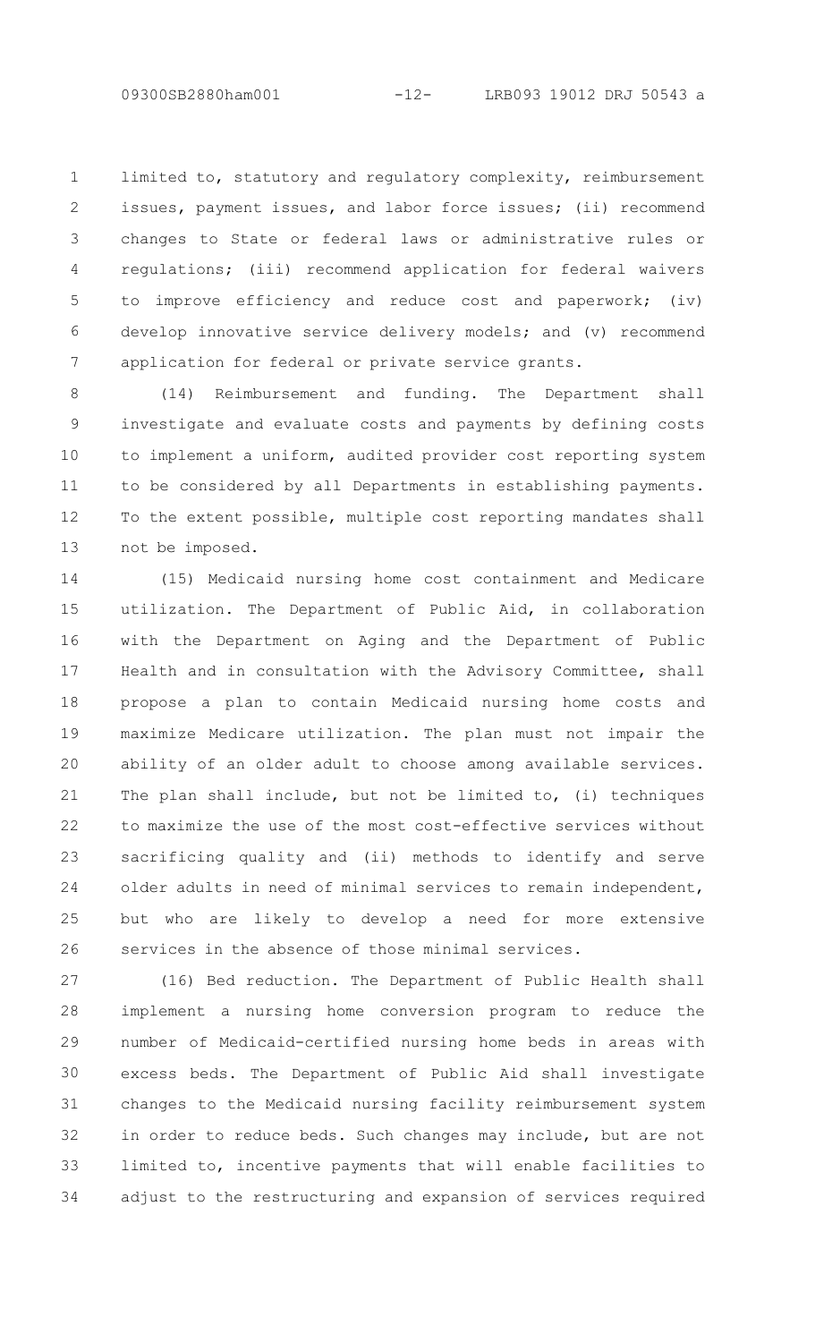limited to, statutory and regulatory complexity, reimbursement issues, payment issues, and labor force issues; (ii) recommend changes to State or federal laws or administrative rules or regulations; (iii) recommend application for federal waivers to improve efficiency and reduce cost and paperwork; (iv) develop innovative service delivery models; and (v) recommend application for federal or private service grants.

(14) Reimbursement and funding. The Department shall investigate and evaluate costs and payments by defining costs to implement a uniform, audited provider cost reporting system to be considered by all Departments in establishing payments. To the extent possible, multiple cost reporting mandates shall not be imposed.

(15) Medicaid nursing home cost containment and Medicare utilization. The Department of Public Aid, in collaboration with the Department on Aging and the Department of Public Health and in consultation with the Advisory Committee, shall propose a plan to contain Medicaid nursing home costs and maximize Medicare utilization. The plan must not impair the ability of an older adult to choose among available services. The plan shall include, but not be limited to, (i) techniques to maximize the use of the most cost-effective services without sacrificing quality and (ii) methods to identify and serve older adults in need of minimal services to remain independent, but who are likely to develop a need for more extensive services in the absence of those minimal services.

(16) Bed reduction. The Department of Public Health shall implement a nursing home conversion program to reduce the number of Medicaid-certified nursing home beds in areas with excess beds. The Department of Public Aid shall investigate changes to the Medicaid nursing facility reimbursement system in order to reduce beds. Such changes may include, but are not limited to, incentive payments that will enable facilities to adjust to the restructuring and expansion of services required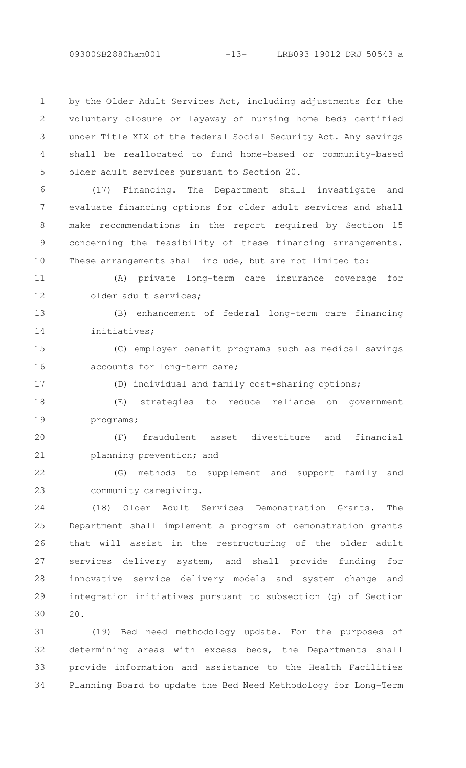by the Older Adult Services Act, including adjustments for the voluntary closure or layaway of nursing home beds certified under Title XIX of the federal Social Security Act. Any savings shall be reallocated to fund home-based or community-based older adult services pursuant to Section 20.

(17) Financing. The Department shall investigate and evaluate financing options for older adult services and shall make recommendations in the report required by Section 15 concerning the feasibility of these financing arrangements. These arrangements shall include, but are not limited to:

(A) private long-term care insurance coverage for older adult services;

(B) enhancement of federal long-term care financing initiatives;

(C) employer benefit programs such as medical savings accounts for long-term care;

(D) individual and family cost-sharing options;

(E) strategies to reduce reliance on government programs;

(F) fraudulent asset divestiture and financial planning prevention; and

(G) methods to supplement and support family and community caregiving.

(18) Older Adult Services Demonstration Grants. The Department shall implement a program of demonstration grants that will assist in the restructuring of the older adult services delivery system, and shall provide funding for innovative service delivery models and system change and integration initiatives pursuant to subsection (g) of Section 20.

(19) Bed need methodology update. For the purposes of determining areas with excess beds, the Departments shall provide information and assistance to the Health Facilities Planning Board to update the Bed Need Methodology for Long-Term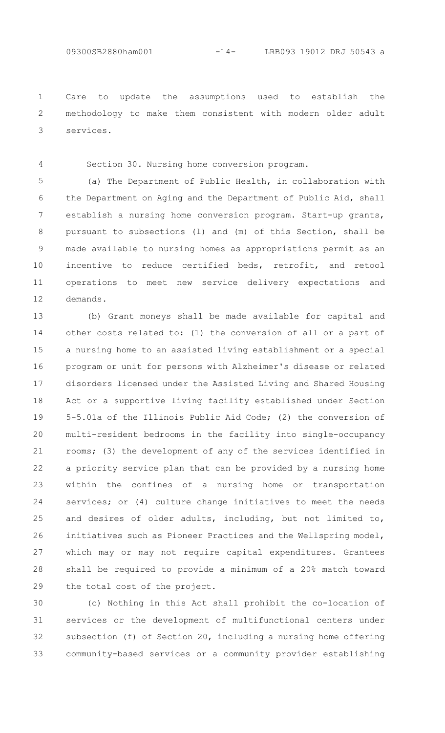Care to update the assumptions used to establish the methodology to make them consistent with modern older adult services.

Section 30. Nursing home conversion program.

(a) The Department of Public Health, in collaboration with the Department on Aging and the Department of Public Aid, shall establish a nursing home conversion program. Start-up grants, pursuant to subsections (l) and (m) of this Section, shall be made available to nursing homes as appropriations permit as an incentive to reduce certified beds, retrofit, and retool operations to meet new service delivery expectations and demands.

(b) Grant moneys shall be made available for capital and other costs related to: (1) the conversion of all or a part of a nursing home to an assisted living establishment or a special program or unit for persons with Alzheimer's disease or related disorders licensed under the Assisted Living and Shared Housing Act or a supportive living facility established under Section 5-5.01a of the Illinois Public Aid Code; (2) the conversion of multi-resident bedrooms in the facility into single-occupancy rooms; (3) the development of any of the services identified in a priority service plan that can be provided by a nursing home within the confines of a nursing home or transportation services; or (4) culture change initiatives to meet the needs and desires of older adults, including, but not limited to, initiatives such as Pioneer Practices and the Wellspring model, which may or may not require capital expenditures. Grantees shall be required to provide a minimum of a 20% match toward the total cost of the project.

(c) Nothing in this Act shall prohibit the co-location of services or the development of multifunctional centers under subsection (f) of Section 20, including a nursing home offering community-based services or a community provider establishing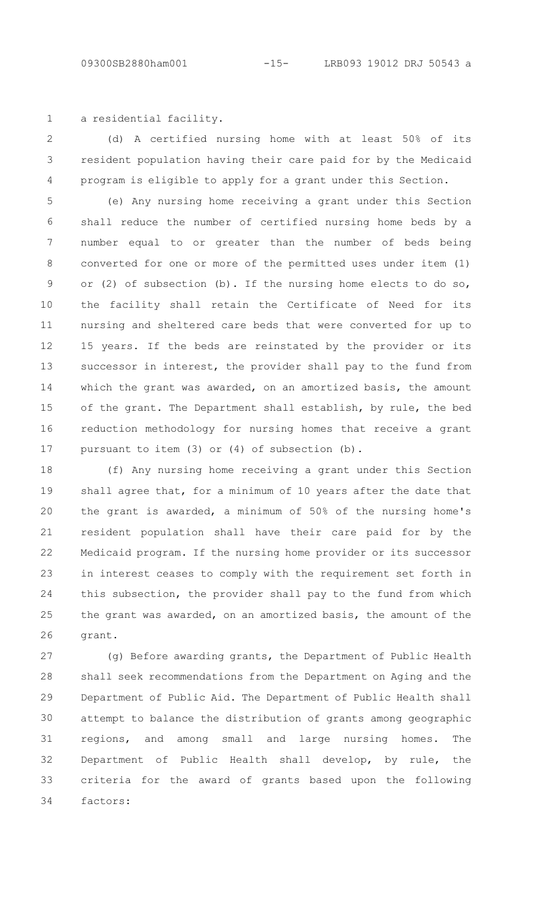a residential facility.

(d) A certified nursing home with at least 50% of its resident population having their care paid for by the Medicaid program is eligible to apply for a grant under this Section.

(e) Any nursing home receiving a grant under this Section shall reduce the number of certified nursing home beds by a number equal to or greater than the number of beds being converted for one or more of the permitted uses under item (1) or (2) of subsection (b). If the nursing home elects to do so, the facility shall retain the Certificate of Need for its nursing and sheltered care beds that were converted for up to 15 years. If the beds are reinstated by the provider or its successor in interest, the provider shall pay to the fund from which the grant was awarded, on an amortized basis, the amount of the grant. The Department shall establish, by rule, the bed reduction methodology for nursing homes that receive a grant pursuant to item (3) or (4) of subsection (b).

(f) Any nursing home receiving a grant under this Section shall agree that, for a minimum of 10 years after the date that the grant is awarded, a minimum of 50% of the nursing home's resident population shall have their care paid for by the Medicaid program. If the nursing home provider or its successor in interest ceases to comply with the requirement set forth in this subsection, the provider shall pay to the fund from which the grant was awarded, on an amortized basis, the amount of the grant.

(g) Before awarding grants, the Department of Public Health shall seek recommendations from the Department on Aging and the Department of Public Aid. The Department of Public Health shall attempt to balance the distribution of grants among geographic regions, and among small and large nursing homes. The Department of Public Health shall develop, by rule, the criteria for the award of grants based upon the following factors: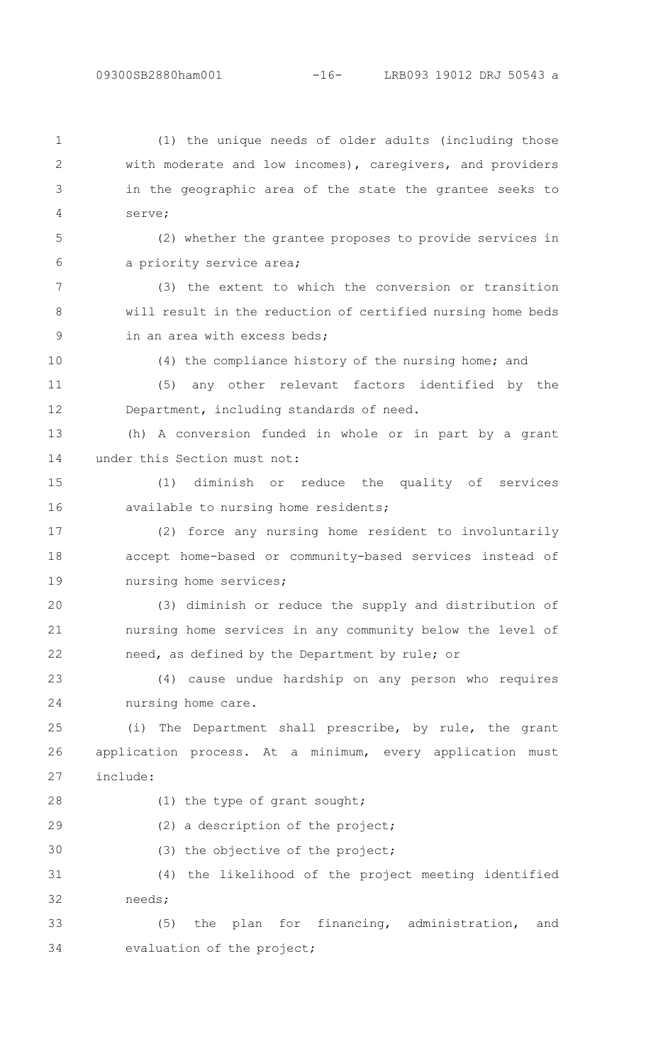(1) the unique needs of older adults (including those with moderate and low incomes), caregivers, and providers in the geographic area of the state the grantee seeks to serve;

(2) whether the grantee proposes to provide services in a priority service area;

(3) the extent to which the conversion or transition will result in the reduction of certified nursing home beds in an area with excess beds;

(4) the compliance history of the nursing home; and

(5) any other relevant factors identified by the Department, including standards of need.

(h) A conversion funded in whole or in part by a grant under this Section must not:

(1) diminish or reduce the quality of services available to nursing home residents;

(2) force any nursing home resident to involuntarily accept home-based or community-based services instead of nursing home services;

(3) diminish or reduce the supply and distribution of nursing home services in any community below the level of need, as defined by the Department by rule; or

(4) cause undue hardship on any person who requires nursing home care.

(i) The Department shall prescribe, by rule, the grant application process. At a minimum, every application must include:

(1) the type of grant sought;

(2) a description of the project;

(3) the objective of the project;

(4) the likelihood of the project meeting identified needs;

(5) the plan for financing, administration, and evaluation of the project;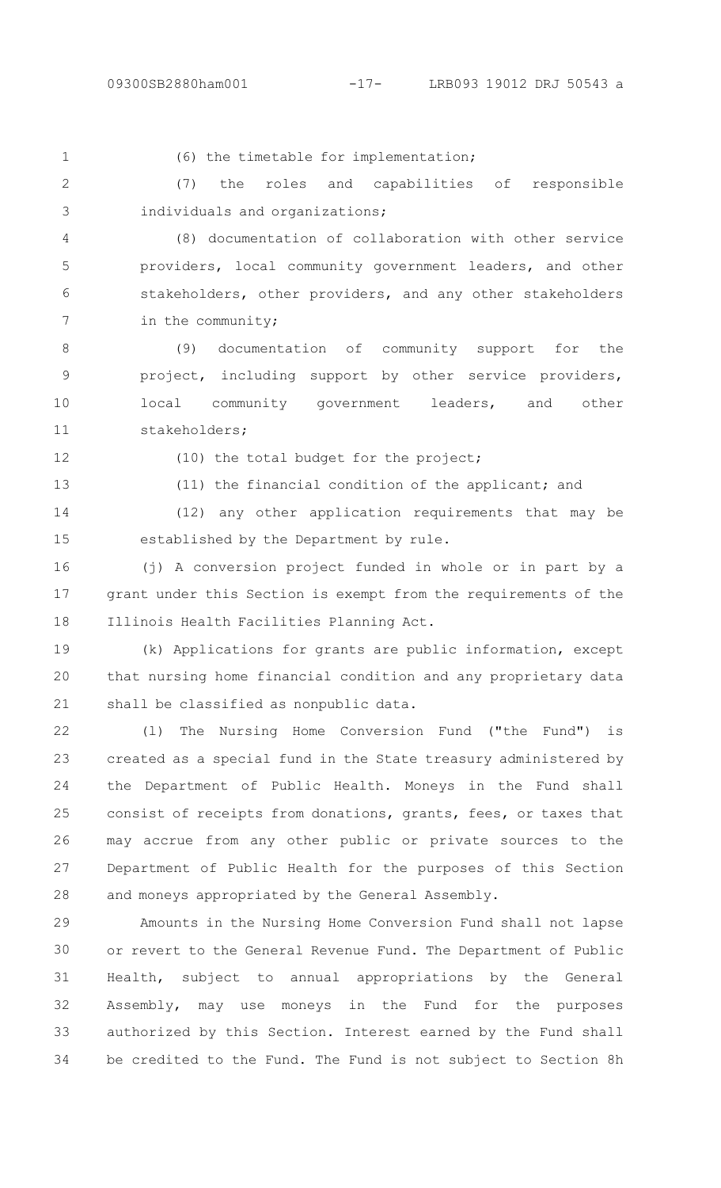(6) the timetable for implementation;

(7) the roles and capabilities of responsible individuals and organizations;

(8) documentation of collaboration with other service providers, local community government leaders, and other stakeholders, other providers, and any other stakeholders in the community;

(9) documentation of community support for the project, including support by other service providers, local community government leaders, and other stakeholders;

(10) the total budget for the project;

(11) the financial condition of the applicant; and

(12) any other application requirements that may be established by the Department by rule.

(j) A conversion project funded in whole or in part by a grant under this Section is exempt from the requirements of the Illinois Health Facilities Planning Act.

(k) Applications for grants are public information, except that nursing home financial condition and any proprietary data shall be classified as nonpublic data.

(l) The Nursing Home Conversion Fund ("the Fund") is created as a special fund in the State treasury administered by the Department of Public Health. Moneys in the Fund shall consist of receipts from donations, grants, fees, or taxes that may accrue from any other public or private sources to the Department of Public Health for the purposes of this Section and moneys appropriated by the General Assembly.

Amounts in the Nursing Home Conversion Fund shall not lapse or revert to the General Revenue Fund. The Department of Public Health, subject to annual appropriations by the General Assembly, may use moneys in the Fund for the purposes authorized by this Section. Interest earned by the Fund shall be credited to the Fund. The Fund is not subject to Section 8h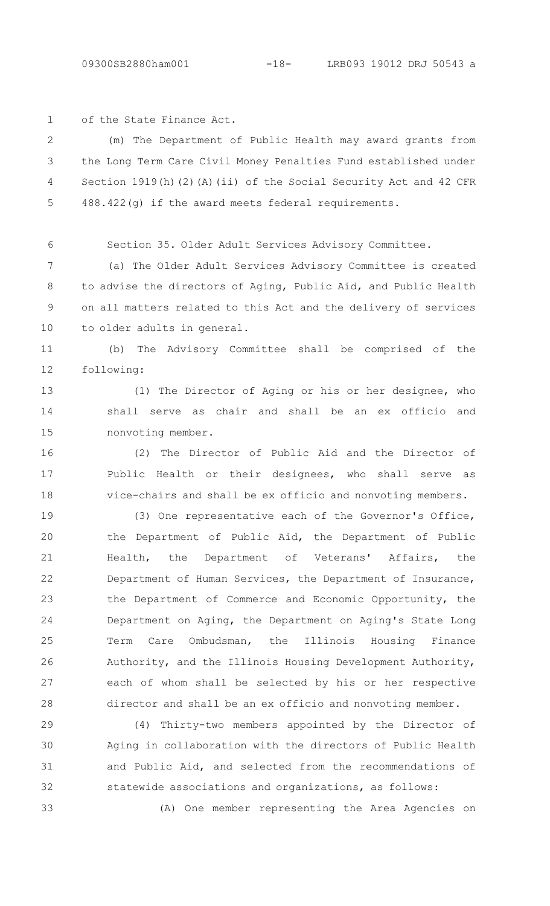of the State Finance Act.

(m) The Department of Public Health may award grants from the Long Term Care Civil Money Penalties Fund established under Section 1919(h)(2)(A)(ii) of the Social Security Act and 42 CFR 488.422(g) if the award meets federal requirements.

Section 35. Older Adult Services Advisory Committee.

(a) The Older Adult Services Advisory Committee is created to advise the directors of Aging, Public Aid, and Public Health on all matters related to this Act and the delivery of services to older adults in general.

(b) The Advisory Committee shall be comprised of the following:

(1) The Director of Aging or his or her designee, who shall serve as chair and shall be an ex officio and nonvoting member.

(2) The Director of Public Aid and the Director of Public Health or their designees, who shall serve as vice-chairs and shall be ex officio and nonvoting members.

(3) One representative each of the Governor's Office, the Department of Public Aid, the Department of Public Health, the Department of Veterans' Affairs, the Department of Human Services, the Department of Insurance, the Department of Commerce and Economic Opportunity, the Department on Aging, the Department on Aging's State Long Term Care Ombudsman, the Illinois Housing Finance Authority, and the Illinois Housing Development Authority, each of whom shall be selected by his or her respective director and shall be an ex officio and nonvoting member.

(4) Thirty-two members appointed by the Director of Aging in collaboration with the directors of Public Health and Public Aid, and selected from the recommendations of statewide associations and organizations, as follows:

(A) One member representing the Area Agencies on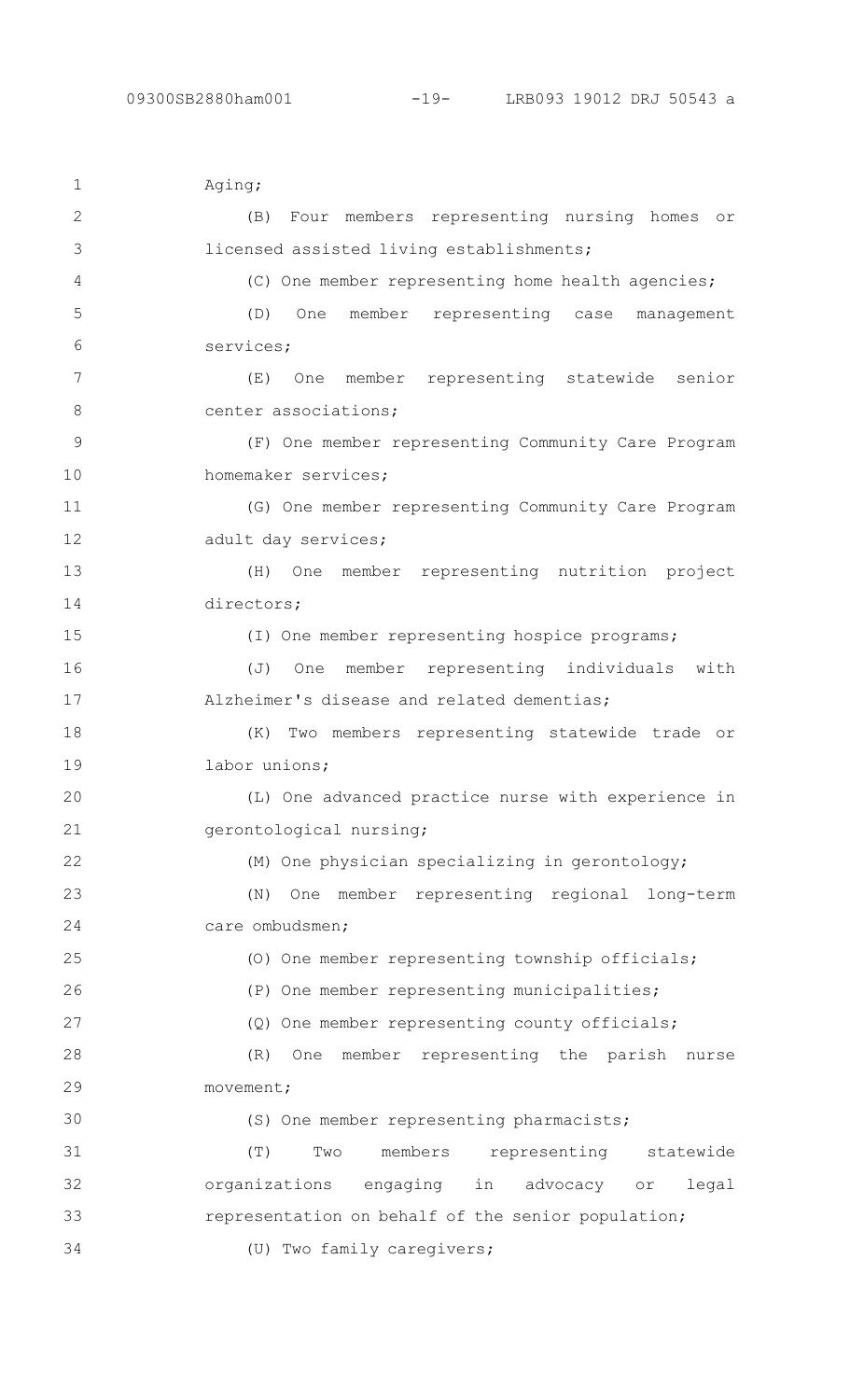Aging;

(B) Four members representing nursing homes or licensed assisted living establishments;

(C) One member representing home health agencies;

(D) One member representing case management services;

(E) One member representing statewide senior center associations;

(F) One member representing Community Care Program homemaker services;

(G) One member representing Community Care Program adult day services;

(H) One member representing nutrition project directors;

(I) One member representing hospice programs;

(J) One member representing individuals with Alzheimer's disease and related dementias;

(K) Two members representing statewide trade or labor unions;

(L) One advanced practice nurse with experience in gerontological nursing;

(M) One physician specializing in gerontology;

(N) One member representing regional long-term care ombudsmen;

(O) One member representing township officials;

(P) One member representing municipalities;

(Q) One member representing county officials;

(R) One member representing the parish nurse movement;

(S) One member representing pharmacists;

(T) Two members representing statewide organizations engaging in advocacy or legal representation on behalf of the senior population;

(U) Two family caregivers;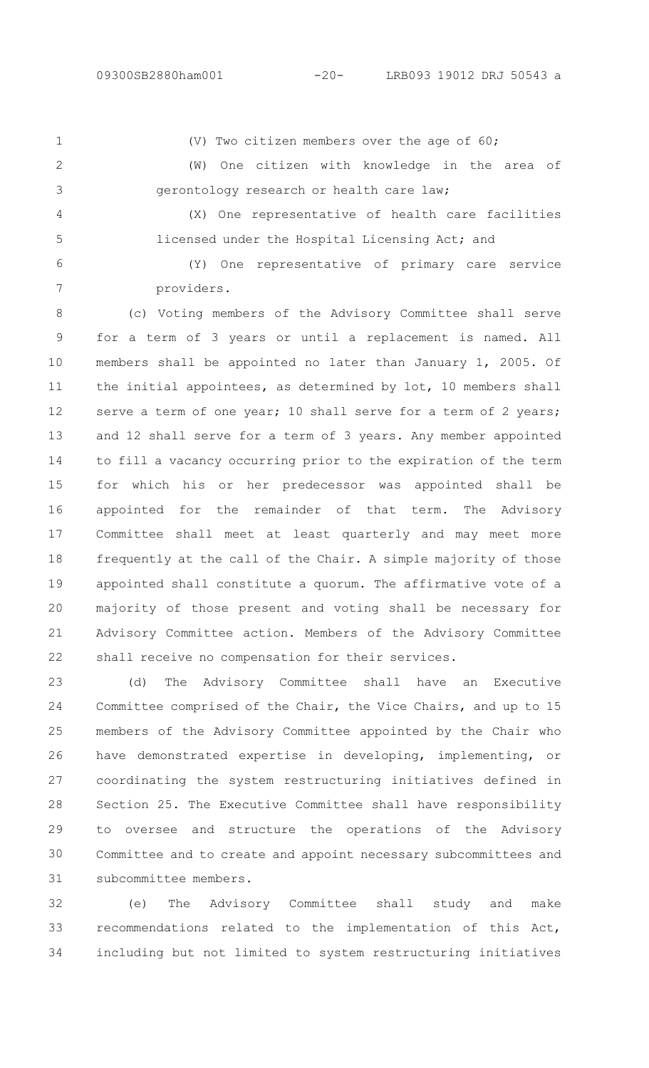(V) Two citizen members over the age of 60;

(W) One citizen with knowledge in the area of gerontology research or health care law;

(X) One representative of health care facilities licensed under the Hospital Licensing Act; and

(Y) One representative of primary care service providers.

(c) Voting members of the Advisory Committee shall serve for a term of 3 years or until a replacement is named. All members shall be appointed no later than January 1, 2005. Of the initial appointees, as determined by lot, 10 members shall serve a term of one year; 10 shall serve for a term of 2 years; and 12 shall serve for a term of 3 years. Any member appointed to fill a vacancy occurring prior to the expiration of the term for which his or her predecessor was appointed shall be appointed for the remainder of that term. The Advisory Committee shall meet at least quarterly and may meet more frequently at the call of the Chair. A simple majority of those appointed shall constitute a quorum. The affirmative vote of a majority of those present and voting shall be necessary for Advisory Committee action. Members of the Advisory Committee shall receive no compensation for their services.

(d) The Advisory Committee shall have an Executive Committee comprised of the Chair, the Vice Chairs, and up to 15 members of the Advisory Committee appointed by the Chair who have demonstrated expertise in developing, implementing, or coordinating the system restructuring initiatives defined in Section 25. The Executive Committee shall have responsibility to oversee and structure the operations of the Advisory Committee and to create and appoint necessary subcommittees and subcommittee members.

(e) The Advisory Committee shall study and make recommendations related to the implementation of this Act, including but not limited to system restructuring initiatives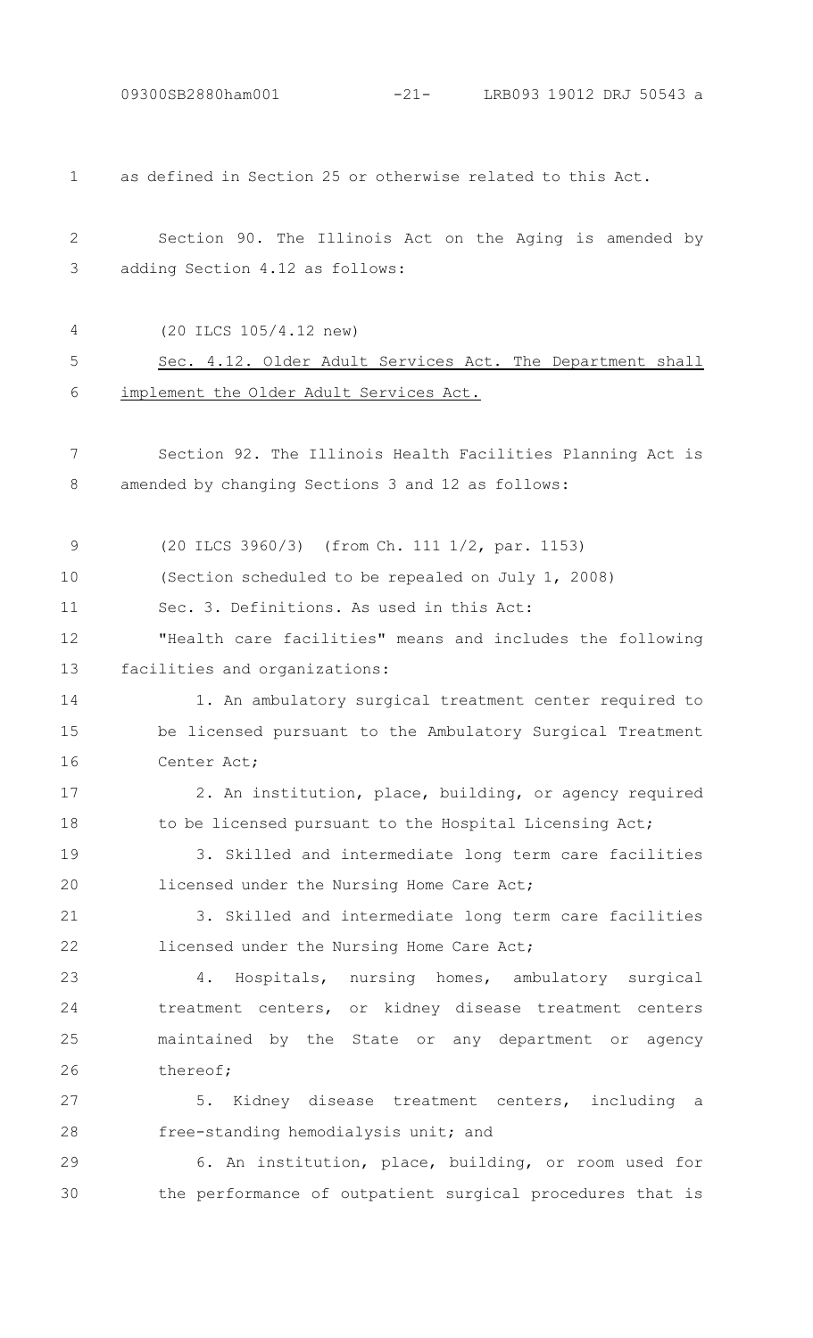as defined in Section 25 or otherwise related to this Act.

Section 90. The Illinois Act on the Aging is amended by adding Section 4.12 as follows:

(20 ILCS 105/4.12 new)

Sec. 4.12. Older Adult Services Act. The Department shall implement the Older Adult Services Act.

Section 92. The Illinois Health Facilities Planning Act is amended by changing Sections 3 and 12 as follows:

(20 ILCS 3960/3) (from Ch. 111 1/2, par. 1153)

(Section scheduled to be repealed on July 1, 2008)

Sec. 3. Definitions. As used in this Act:

"Health care facilities" means and includes the following facilities and organizations:

1. An ambulatory surgical treatment center required to be licensed pursuant to the Ambulatory Surgical Treatment Center Act;

2. An institution, place, building, or agency required to be licensed pursuant to the Hospital Licensing Act;

3. Skilled and intermediate long term care facilities licensed under the Nursing Home Care Act;

3. Skilled and intermediate long term care facilities licensed under the Nursing Home Care Act;

4. Hospitals, nursing homes, ambulatory surgical treatment centers, or kidney disease treatment centers maintained by the State or any department or agency thereof;

5. Kidney disease treatment centers, including a free-standing hemodialysis unit; and

6. An institution, place, building, or room used for the performance of outpatient surgical procedures that is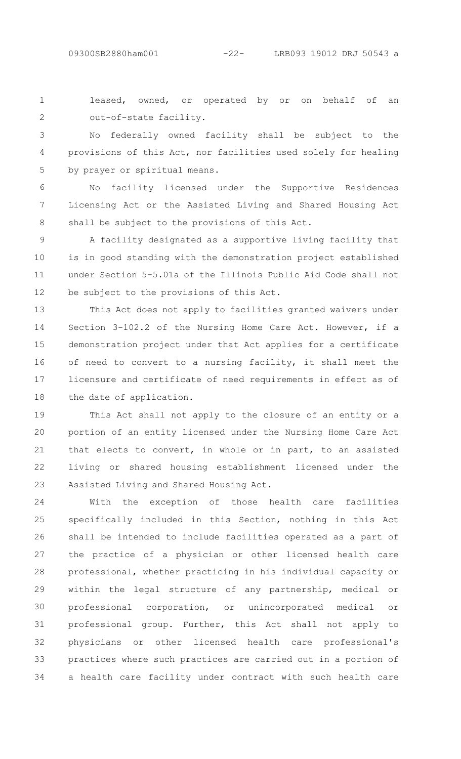leased, owned, or operated by or on behalf of an out-of-state facility.

No federally owned facility shall be subject to the provisions of this Act, nor facilities used solely for healing by prayer or spiritual means.

No facility licensed under the Supportive Residences Licensing Act or the Assisted Living and Shared Housing Act shall be subject to the provisions of this Act.

A facility designated as a supportive living facility that is in good standing with the demonstration project established under Section 5-5.01a of the Illinois Public Aid Code shall not be subject to the provisions of this Act.

This Act does not apply to facilities granted waivers under Section 3-102.2 of the Nursing Home Care Act. However, if a demonstration project under that Act applies for a certificate of need to convert to a nursing facility, it shall meet the licensure and certificate of need requirements in effect as of the date of application.

This Act shall not apply to the closure of an entity or a portion of an entity licensed under the Nursing Home Care Act that elects to convert, in whole or in part, to an assisted living or shared housing establishment licensed under the Assisted Living and Shared Housing Act.

With the exception of those health care facilities specifically included in this Section, nothing in this Act shall be intended to include facilities operated as a part of the practice of a physician or other licensed health care professional, whether practicing in his individual capacity or within the legal structure of any partnership, medical or professional corporation, or unincorporated medical or professional group. Further, this Act shall not apply to physicians or other licensed health care professional's practices where such practices are carried out in a portion of a health care facility under contract with such health care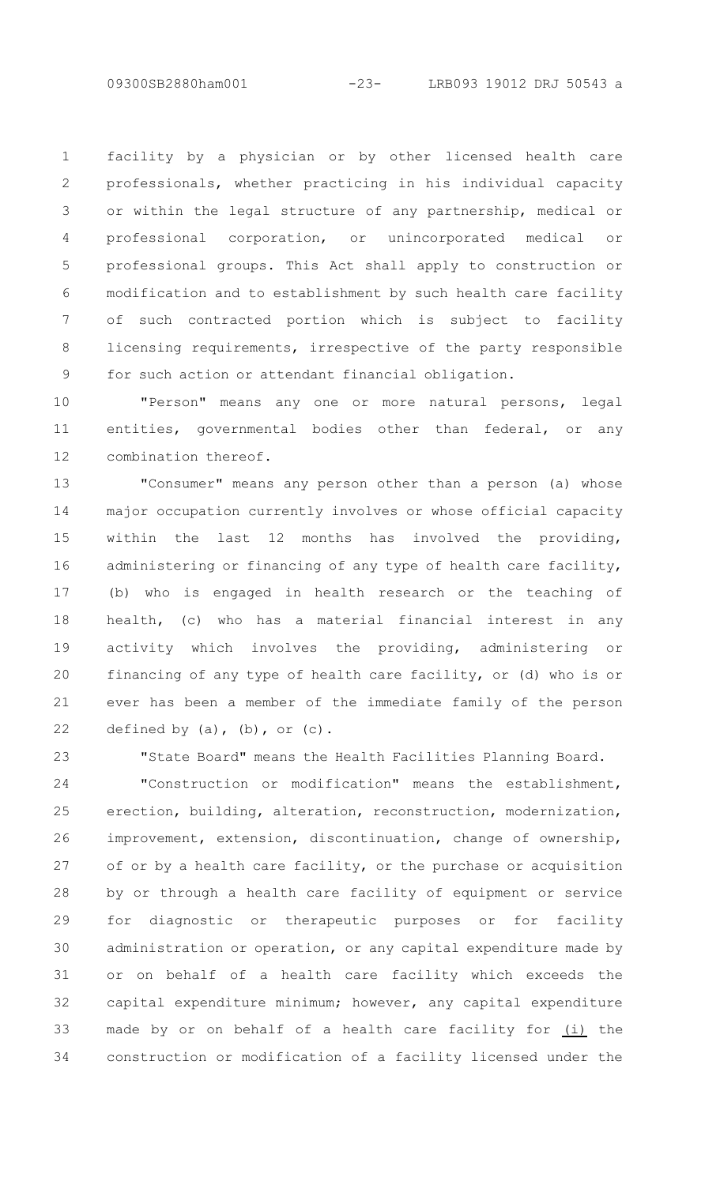facility by a physician or by other licensed health care professionals, whether practicing in his individual capacity or within the legal structure of any partnership, medical or professional corporation, or unincorporated medical or professional groups. This Act shall apply to construction or modification and to establishment by such health care facility of such contracted portion which is subject to facility licensing requirements, irrespective of the party responsible for such action or attendant financial obligation.

"Person" means any one or more natural persons, legal entities, governmental bodies other than federal, or any combination thereof.

"Consumer" means any person other than a person (a) whose major occupation currently involves or whose official capacity within the last 12 months has involved the providing, administering or financing of any type of health care facility, (b) who is engaged in health research or the teaching of health, (c) who has a material financial interest in any activity which involves the providing, administering or financing of any type of health care facility, or (d) who is or ever has been a member of the immediate family of the person defined by (a), (b), or (c).

"State Board" means the Health Facilities Planning Board.

"Construction or modification" means the establishment, erection, building, alteration, reconstruction, modernization, improvement, extension, discontinuation, change of ownership, of or by a health care facility, or the purchase or acquisition by or through a health care facility of equipment or service for diagnostic or therapeutic purposes or for facility administration or operation, or any capital expenditure made by or on behalf of a health care facility which exceeds the capital expenditure minimum; however, any capital expenditure made by or on behalf of a health care facility for (i) the construction or modification of a facility licensed under the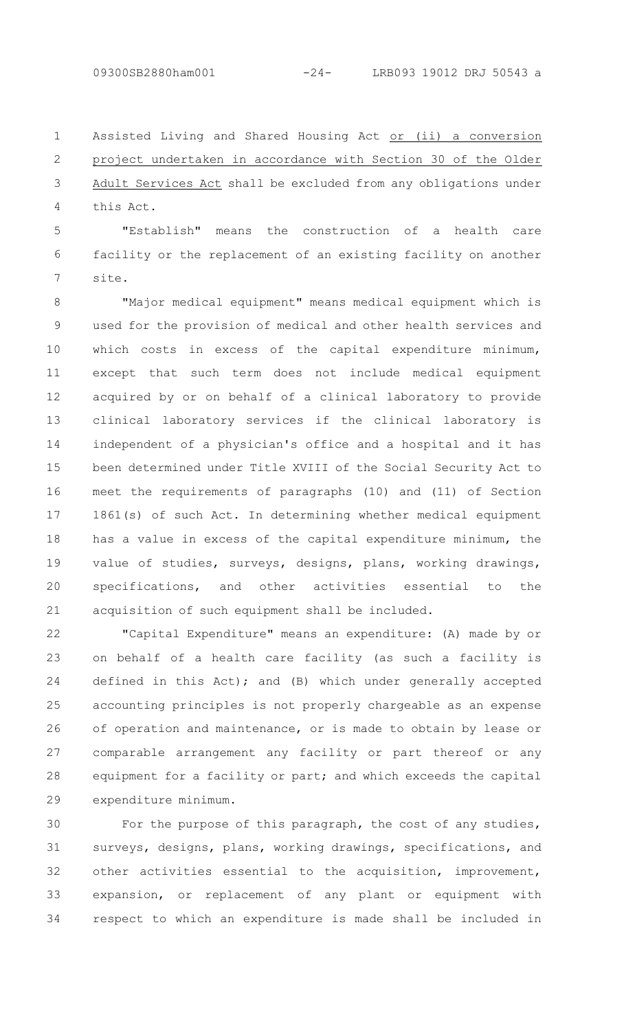Assisted Living and Shared Housing Act <u>or (ii) a conversion project undertaken in accordance with Section 30 of the Older Adult Services Act</u> shall be excluded from any obligations under this Act.

"Establish" means the construction of a health care facility or the replacement of an existing facility on another site.

"Major medical equipment" means medical equipment which is used for the provision of medical and other health services and which costs in excess of the capital expenditure minimum, except that such term does not include medical equipment acquired by or on behalf of a clinical laboratory to provide clinical laboratory services if the clinical laboratory is independent of a physician's office and a hospital and it has been determined under Title XVIII of the Social Security Act to meet the requirements of paragraphs (10) and (11) of Section 1861(s) of such Act. In determining whether medical equipment has a value in excess of the capital expenditure minimum, the value of studies, surveys, designs, plans, working drawings, specifications, and other activities essential to the acquisition of such equipment shall be included.

"Capital Expenditure" means an expenditure: (A) made by or on behalf of a health care facility (as such a facility is defined in this Act); and (B) which under generally accepted accounting principles is not properly chargeable as an expense of operation and maintenance, or is made to obtain by lease or comparable arrangement any facility or part thereof or any equipment for a facility or part; and which exceeds the capital expenditure minimum.

For the purpose of this paragraph, the cost of any studies, surveys, designs, plans, working drawings, specifications, and other activities essential to the acquisition, improvement, expansion, or replacement of any plant or equipment with respect to which an expenditure is made shall be included in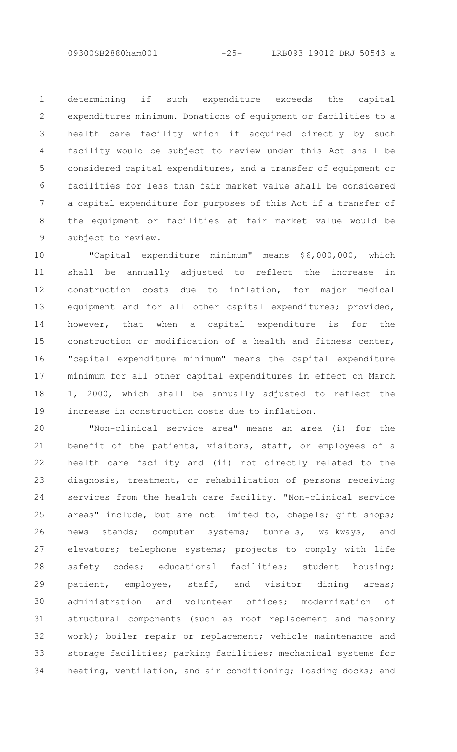determining if such expenditure exceeds the capital expenditures minimum. Donations of equipment or facilities to a health care facility which if acquired directly by such facility would be subject to review under this Act shall be considered capital expenditures, and a transfer of equipment or facilities for less than fair market value shall be considered a capital expenditure for purposes of this Act if a transfer of the equipment or facilities at fair market value would be subject to review.

"Capital expenditure minimum" means $6,000,000, which shall be annually adjusted to reflect the increase in construction costs due to inflation, for major medical equipment and for all other capital expenditures; provided, however, that when a capital expenditure is for the construction or modification of a health and fitness center, "capital expenditure minimum" means the capital expenditure minimum for all other capital expenditures in effect on March 1, 2000, which shall be annually adjusted to reflect the increase in construction costs due to inflation.

"Non-clinical service area" means an area (i) for the benefit of the patients, visitors, staff, or employees of a health care facility and (ii) not directly related to the diagnosis, treatment, or rehabilitation of persons receiving services from the health care facility. "Non-clinical service areas" include, but are not limited to, chapels; gift shops; news stands; computer systems; tunnels, walkways, and elevators; telephone systems; projects to comply with life safety codes; educational facilities; student housing; patient, employee, staff, and visitor dining areas; administration and volunteer offices; modernization of structural components (such as roof replacement and masonry work); boiler repair or replacement; vehicle maintenance and storage facilities; parking facilities; mechanical systems for heating, ventilation, and air conditioning; loading docks; and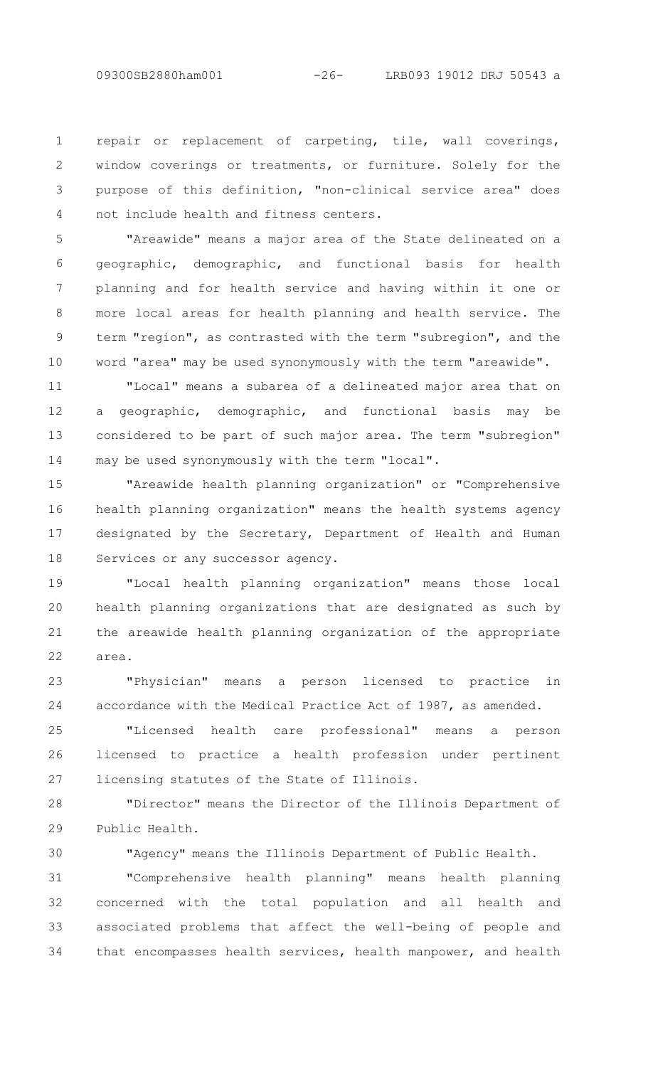repair or replacement of carpeting, tile, wall coverings, window coverings or treatments, or furniture. Solely for the purpose of this definition, "non-clinical service area" does not include health and fitness centers.

"Areawide" means a major area of the State delineated on a geographic, demographic, and functional basis for health planning and for health service and having within it one or more local areas for health planning and health service. The term "region", as contrasted with the term "subregion", and the word "area" may be used synonymously with the term "areawide".

"Local" means a subarea of a delineated major area that on a geographic, demographic, and functional basis may be considered to be part of such major area. The term "subregion" may be used synonymously with the term "local".

"Areawide health planning organization" or "Comprehensive health planning organization" means the health systems agency designated by the Secretary, Department of Health and Human Services or any successor agency.

"Local health planning organization" means those local health planning organizations that are designated as such by the areawide health planning organization of the appropriate area.

"Physician" means a person licensed to practice in accordance with the Medical Practice Act of 1987, as amended.

"Licensed health care professional" means a person licensed to practice a health profession under pertinent licensing statutes of the State of Illinois.

"Director" means the Director of the Illinois Department of Public Health.

"Agency" means the Illinois Department of Public Health.

"Comprehensive health planning" means health planning concerned with the total population and all health and associated problems that affect the well-being of people and that encompasses health services, health manpower, and health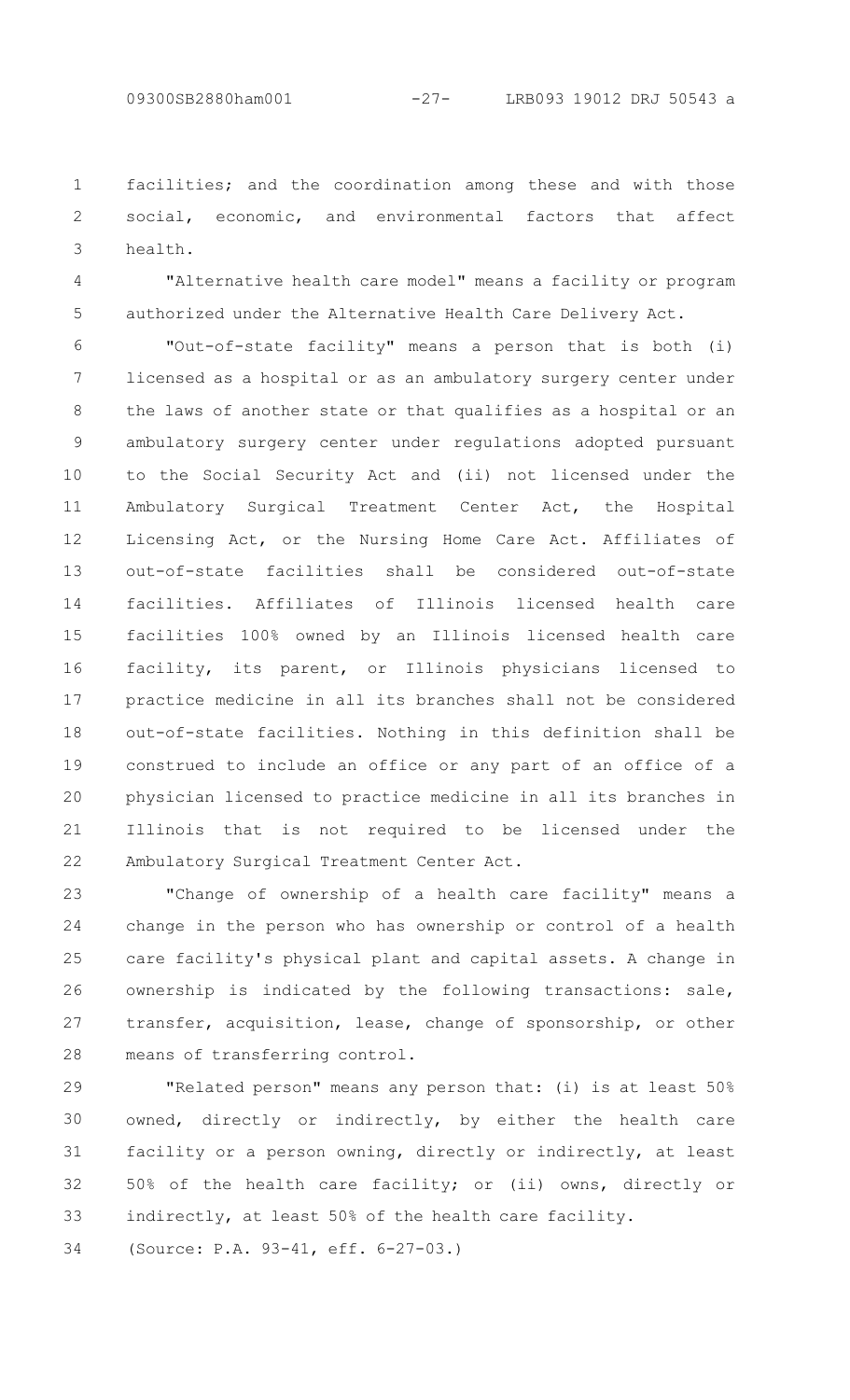facilities; and the coordination among these and with those social, economic, and environmental factors that affect health.

"Alternative health care model" means a facility or program authorized under the Alternative Health Care Delivery Act.

"Out-of-state facility" means a person that is both (i) licensed as a hospital or as an ambulatory surgery center under the laws of another state or that qualifies as a hospital or an ambulatory surgery center under regulations adopted pursuant to the Social Security Act and (ii) not licensed under the Ambulatory Surgical Treatment Center Act, the Hospital Licensing Act, or the Nursing Home Care Act. Affiliates of out-of-state facilities shall be considered out-of-state facilities. Affiliates of Illinois licensed health care facilities 100% owned by an Illinois licensed health care facility, its parent, or Illinois physicians licensed to practice medicine in all its branches shall not be considered out-of-state facilities. Nothing in this definition shall be construed to include an office or any part of an office of a physician licensed to practice medicine in all its branches in Illinois that is not required to be licensed under the Ambulatory Surgical Treatment Center Act.

"Change of ownership of a health care facility" means a change in the person who has ownership or control of a health care facility's physical plant and capital assets. A change in ownership is indicated by the following transactions: sale, transfer, acquisition, lease, change of sponsorship, or other means of transferring control.

"Related person" means any person that: (i) is at least 50% owned, directly or indirectly, by either the health care facility or a person owning, directly or indirectly, at least 50% of the health care facility; or (ii) owns, directly or indirectly, at least 50% of the health care facility.

(Source: P.A. 93-41, eff. 6-27-03.)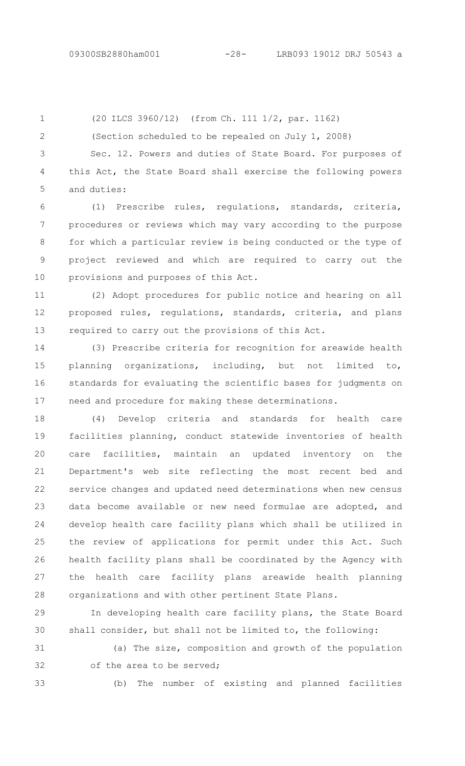(20 ILCS 3960/12) (from Ch. 111 1/2, par. 1162)

(Section scheduled to be repealed on July 1, 2008)

Sec. 12. Powers and duties of State Board. For purposes of this Act, the State Board shall exercise the following powers and duties:

(1) Prescribe rules, regulations, standards, criteria, procedures or reviews which may vary according to the purpose for which a particular review is being conducted or the type of project reviewed and which are required to carry out the provisions and purposes of this Act.

(2) Adopt procedures for public notice and hearing on all proposed rules, regulations, standards, criteria, and plans required to carry out the provisions of this Act.

(3) Prescribe criteria for recognition for areawide health planning organizations, including, but not limited to, standards for evaluating the scientific bases for judgments on need and procedure for making these determinations.

(4) Develop criteria and standards for health care facilities planning, conduct statewide inventories of health care facilities, maintain an updated inventory on the Department's web site reflecting the most recent bed and service changes and updated need determinations when new census data become available or new need formulae are adopted, and develop health care facility plans which shall be utilized in the review of applications for permit under this Act. Such health facility plans shall be coordinated by the Agency with the health care facility plans areawide health planning organizations and with other pertinent State Plans.

In developing health care facility plans, the State Board shall consider, but shall not be limited to, the following:

(a) The size, composition and growth of the population of the area to be served;

(b) The number of existing and planned facilities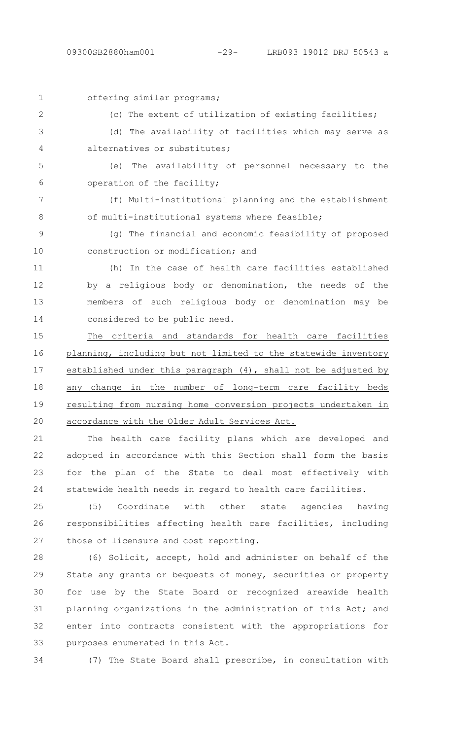offering similar programs;

(c) The extent of utilization of existing facilities;

(d) The availability of facilities which may serve as alternatives or substitutes;

(e) The availability of personnel necessary to the operation of the facility;

(f) Multi-institutional planning and the establishment of multi-institutional systems where feasible;

(g) The financial and economic feasibility of proposed construction or modification; and

(h) In the case of health care facilities established by a religious body or denomination, the needs of the members of such religious body or denomination may be considered to be public need.

The criteria and standards for health care facilities planning, including but not limited to the statewide inventory established under this paragraph (4), shall not be adjusted by any change in the number of long-term care facility beds resulting from nursing home conversion projects undertaken in accordance with the Older Adult Services Act.

The health care facility plans which are developed and adopted in accordance with this Section shall form the basis for the plan of the State to deal most effectively with statewide health needs in regard to health care facilities.

(5) Coordinate with other state agencies having responsibilities affecting health care facilities, including those of licensure and cost reporting.

(6) Solicit, accept, hold and administer on behalf of the State any grants or bequests of money, securities or property for use by the State Board or recognized areawide health planning organizations in the administration of this Act; and enter into contracts consistent with the appropriations for purposes enumerated in this Act.

(7) The State Board shall prescribe, in consultation with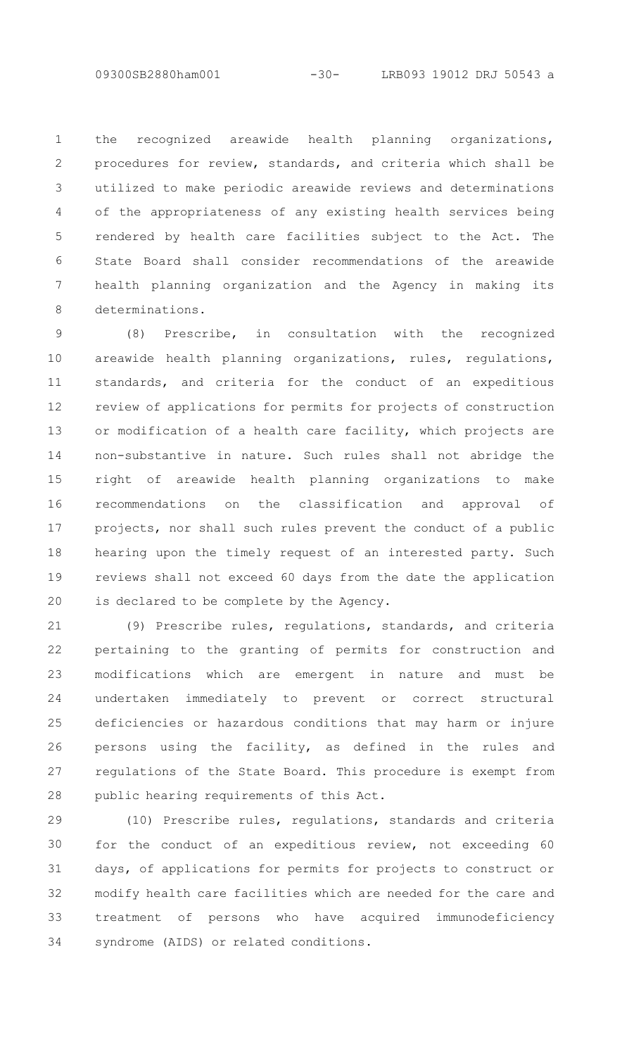the recognized areawide health planning organizations, procedures for review, standards, and criteria which shall be utilized to make periodic areawide reviews and determinations of the appropriateness of any existing health services being rendered by health care facilities subject to the Act. The State Board shall consider recommendations of the areawide health planning organization and the Agency in making its determinations.

(8) Prescribe, in consultation with the recognized areawide health planning organizations, rules, regulations, standards, and criteria for the conduct of an expeditious review of applications for permits for projects of construction or modification of a health care facility, which projects are non-substantive in nature. Such rules shall not abridge the right of areawide health planning organizations to make recommendations on the classification and approval of projects, nor shall such rules prevent the conduct of a public hearing upon the timely request of an interested party. Such reviews shall not exceed 60 days from the date the application is declared to be complete by the Agency.

(9) Prescribe rules, regulations, standards, and criteria pertaining to the granting of permits for construction and modifications which are emergent in nature and must be undertaken immediately to prevent or correct structural deficiencies or hazardous conditions that may harm or injure persons using the facility, as defined in the rules and regulations of the State Board. This procedure is exempt from public hearing requirements of this Act.

(10) Prescribe rules, regulations, standards and criteria for the conduct of an expeditious review, not exceeding 60 days, of applications for permits for projects to construct or modify health care facilities which are needed for the care and treatment of persons who have acquired immunodeficiency syndrome (AIDS) or related conditions.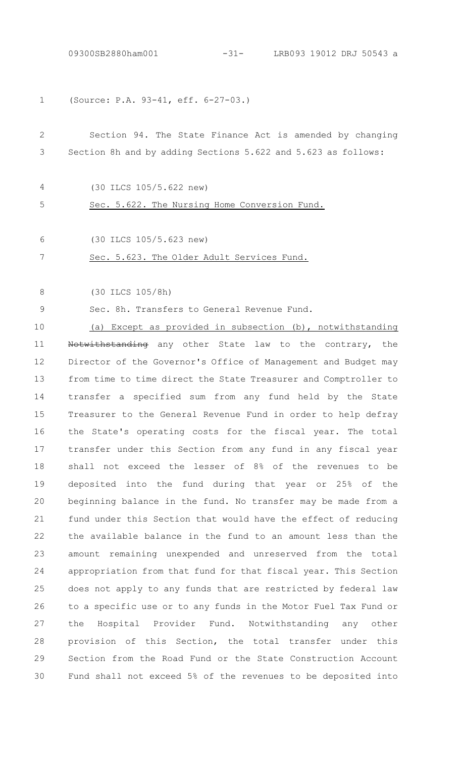(Source: P.A. 93-41, eff. 6-27-03.)

Section 94. The State Finance Act is amended by changing Section 8h and by adding Sections 5.622 and 5.623 as follows:

(30 ILCS 105/5.622 new)

Sec. 5.622. The Nursing Home Conversion Fund.

(30 ILCS 105/5.623 new)

Sec. 5.623. The Older Adult Services Fund.

(30 ILCS 105/8h)

Sec. 8h. Transfers to General Revenue Fund.

(a) Except as provided in subsection (b), notwithstanding ~~Notwithstanding~~ any other State law to the contrary, the Director of the Governor's Office of Management and Budget may from time to time direct the State Treasurer and Comptroller to transfer a specified sum from any fund held by the State Treasurer to the General Revenue Fund in order to help defray the State's operating costs for the fiscal year. The total transfer under this Section from any fund in any fiscal year shall not exceed the lesser of 8% of the revenues to be deposited into the fund during that year or 25% of the beginning balance in the fund. No transfer may be made from a fund under this Section that would have the effect of reducing the available balance in the fund to an amount less than the amount remaining unexpended and unreserved from the total appropriation from that fund for that fiscal year. This Section does not apply to any funds that are restricted by federal law to a specific use or to any funds in the Motor Fuel Tax Fund or the Hospital Provider Fund. Notwithstanding any other provision of this Section, the total transfer under this Section from the Road Fund or the State Construction Account Fund shall not exceed 5% of the revenues to be deposited into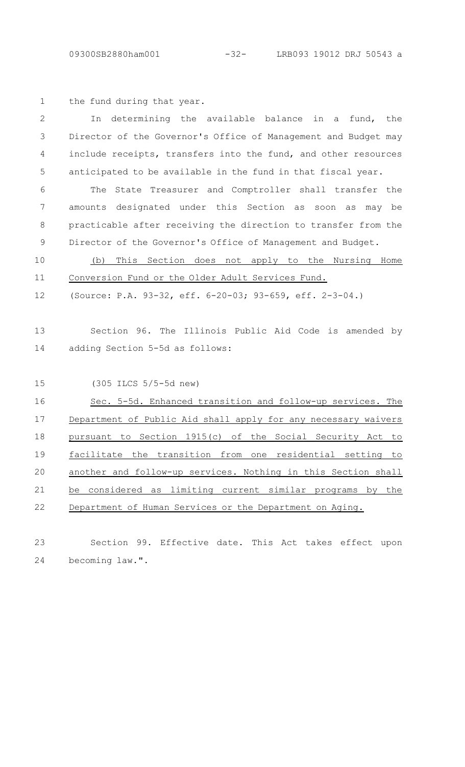the fund during that year.

In determining the available balance in a fund, the Director of the Governor's Office of Management and Budget may include receipts, transfers into the fund, and other resources anticipated to be available in the fund in that fiscal year.

The State Treasurer and Comptroller shall transfer the amounts designated under this Section as soon as may be practicable after receiving the direction to transfer from the Director of the Governor's Office of Management and Budget.

(b) This Section does not apply to the Nursing Home Conversion Fund or the Older Adult Services Fund.

(Source: P.A. 93-32, eff. 6-20-03; 93-659, eff. 2-3-04.)

Section 96. The Illinois Public Aid Code is amended by adding Section 5-5d as follows:

(305 ILCS 5/5-5d new)

Sec. 5-5d. Enhanced transition and follow-up services. The Department of Public Aid shall apply for any necessary waivers pursuant to Section 1915(c) of the Social Security Act to facilitate the transition from one residential setting to another and follow-up services. Nothing in this Section shall be considered as limiting current similar programs by the Department of Human Services or the Department on Aging.

Section 99. Effective date. This Act takes effect upon becoming law.".